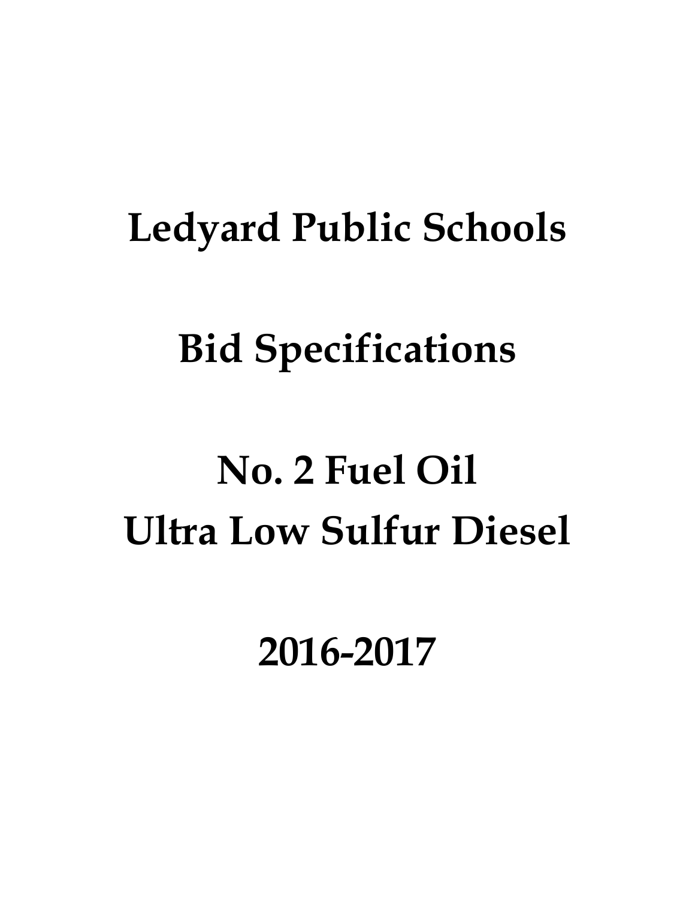# Ledyard Public Schools

# Bid Specifications

# No. 2 Fuel Oil
# Ultra Low Sulfur Diesel

# 2016-2017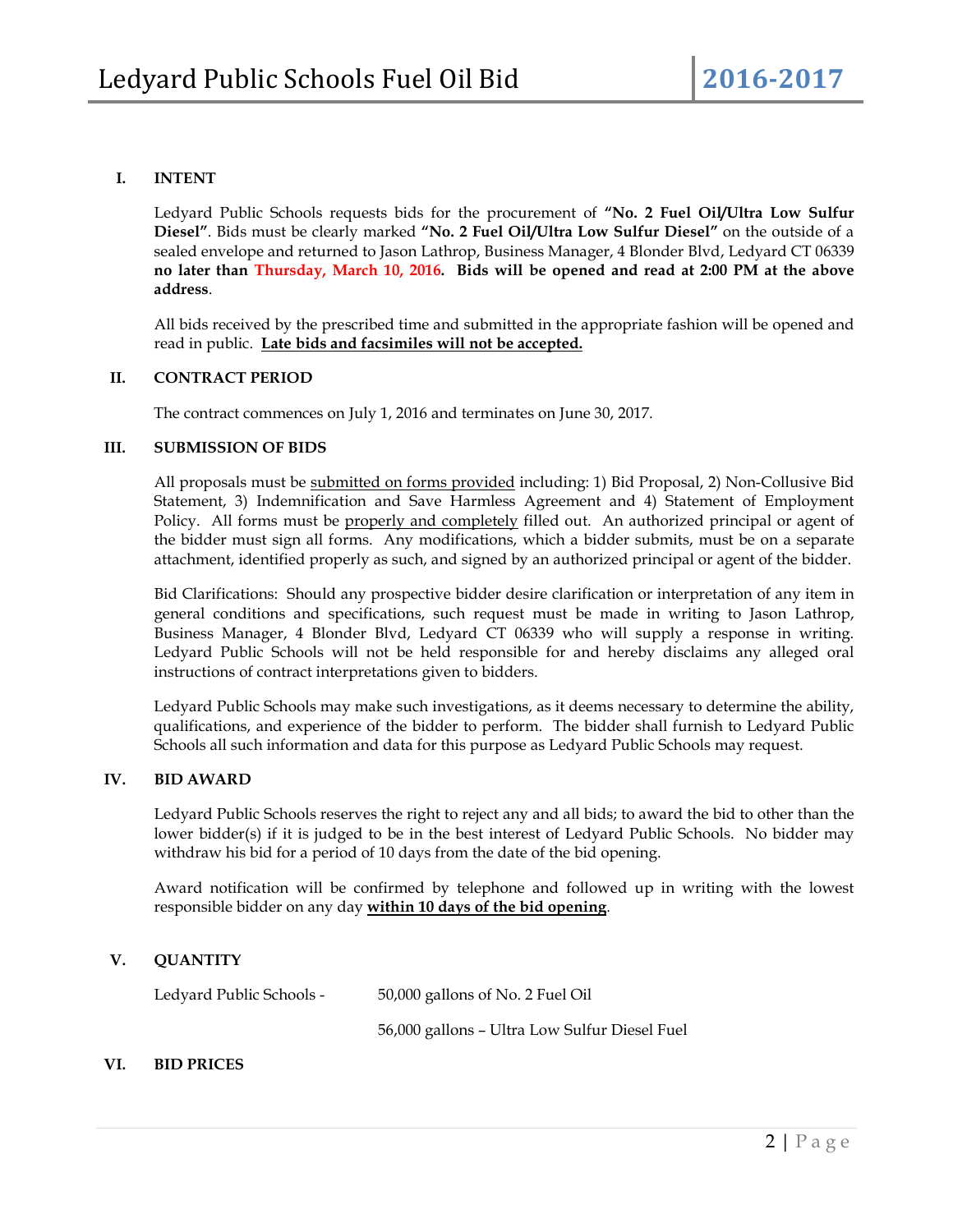## I. INTENT

Ledyard Public Schools requests bids for the procurement of **"No. 2 Fuel Oil/Ultra Low Sulfur Diesel"**. Bids must be clearly marked **"No. 2 Fuel Oil/Ultra Low Sulfur Diesel"** on the outside of a sealed envelope and returned to Jason Lathrop, Business Manager, 4 Blonder Blvd, Ledyard CT 06339 **no later than Thursday, March 10, 2016. Bids will be opened and read at 2:00 PM at the above address**.

All bids received by the prescribed time and submitted in the appropriate fashion will be opened and read in public. **Late bids and facsimiles will not be accepted.**

## II. CONTRACT PERIOD

The contract commences on July 1, 2016 and terminates on June 30, 2017.

## III. SUBMISSION OF BIDS

All proposals must be submitted on forms provided including: 1) Bid Proposal, 2) Non-Collusive Bid Statement, 3) Indemnification and Save Harmless Agreement and 4) Statement of Employment Policy. All forms must be properly and completely filled out. An authorized principal or agent of the bidder must sign all forms. Any modifications, which a bidder submits, must be on a separate attachment, identified properly as such, and signed by an authorized principal or agent of the bidder.

Bid Clarifications: Should any prospective bidder desire clarification or interpretation of any item in general conditions and specifications, such request must be made in writing to Jason Lathrop, Business Manager, 4 Blonder Blvd, Ledyard CT 06339 who will supply a response in writing. Ledyard Public Schools will not be held responsible for and hereby disclaims any alleged oral instructions of contract interpretations given to bidders.

Ledyard Public Schools may make such investigations, as it deems necessary to determine the ability, qualifications, and experience of the bidder to perform. The bidder shall furnish to Ledyard Public Schools all such information and data for this purpose as Ledyard Public Schools may request.

## IV. BID AWARD

Ledyard Public Schools reserves the right to reject any and all bids; to award the bid to other than the lower bidder(s) if it is judged to be in the best interest of Ledyard Public Schools. No bidder may withdraw his bid for a period of 10 days from the date of the bid opening.

Award notification will be confirmed by telephone and followed up in writing with the lowest responsible bidder on any day **within 10 days of the bid opening**.

## V. QUANTITY

Ledyard Public Schools - 50,000 gallons of No. 2 Fuel Oil

56,000 gallons – Ultra Low Sulfur Diesel Fuel

## VI. BID PRICES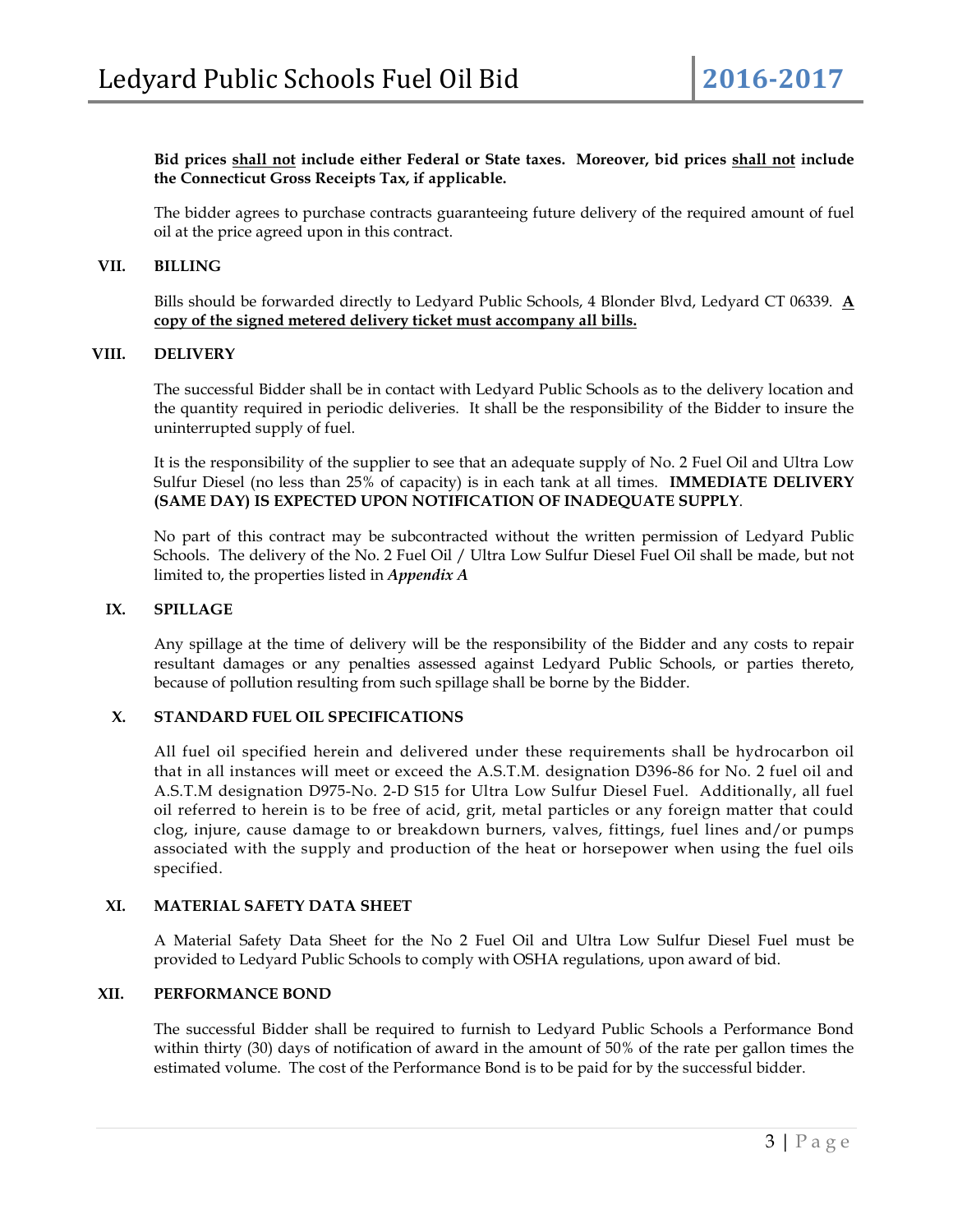**Bid prices shall not include either Federal or State taxes. Moreover, bid prices shall not include the Connecticut Gross Receipts Tax, if applicable.**

The bidder agrees to purchase contracts guaranteeing future delivery of the required amount of fuel oil at the price agreed upon in this contract.

## VII. BILLING

Bills should be forwarded directly to Ledyard Public Schools, 4 Blonder Blvd, Ledyard CT 06339. **A copy of the signed metered delivery ticket must accompany all bills.**

## VIII. DELIVERY

The successful Bidder shall be in contact with Ledyard Public Schools as to the delivery location and the quantity required in periodic deliveries. It shall be the responsibility of the Bidder to insure the uninterrupted supply of fuel.

It is the responsibility of the supplier to see that an adequate supply of No. 2 Fuel Oil and Ultra Low Sulfur Diesel (no less than 25% of capacity) is in each tank at all times. **IMMEDIATE DELIVERY (SAME DAY) IS EXPECTED UPON NOTIFICATION OF INADEQUATE SUPPLY**.

No part of this contract may be subcontracted without the written permission of Ledyard Public Schools. The delivery of the No. 2 Fuel Oil / Ultra Low Sulfur Diesel Fuel Oil shall be made, but not limited to, the properties listed in ***Appendix A***

## IX. SPILLAGE

Any spillage at the time of delivery will be the responsibility of the Bidder and any costs to repair resultant damages or any penalties assessed against Ledyard Public Schools, or parties thereto, because of pollution resulting from such spillage shall be borne by the Bidder.

## X. STANDARD FUEL OIL SPECIFICATIONS

All fuel oil specified herein and delivered under these requirements shall be hydrocarbon oil that in all instances will meet or exceed the A.S.T.M. designation D396-86 for No. 2 fuel oil and A.S.T.M designation D975-No. 2-D S15 for Ultra Low Sulfur Diesel Fuel. Additionally, all fuel oil referred to herein is to be free of acid, grit, metal particles or any foreign matter that could clog, injure, cause damage to or breakdown burners, valves, fittings, fuel lines and/or pumps associated with the supply and production of the heat or horsepower when using the fuel oils specified.

## XI. MATERIAL SAFETY DATA SHEET

A Material Safety Data Sheet for the No 2 Fuel Oil and Ultra Low Sulfur Diesel Fuel must be provided to Ledyard Public Schools to comply with OSHA regulations, upon award of bid.

## XII. PERFORMANCE BOND

The successful Bidder shall be required to furnish to Ledyard Public Schools a Performance Bond within thirty (30) days of notification of award in the amount of 50% of the rate per gallon times the estimated volume. The cost of the Performance Bond is to be paid for by the successful bidder.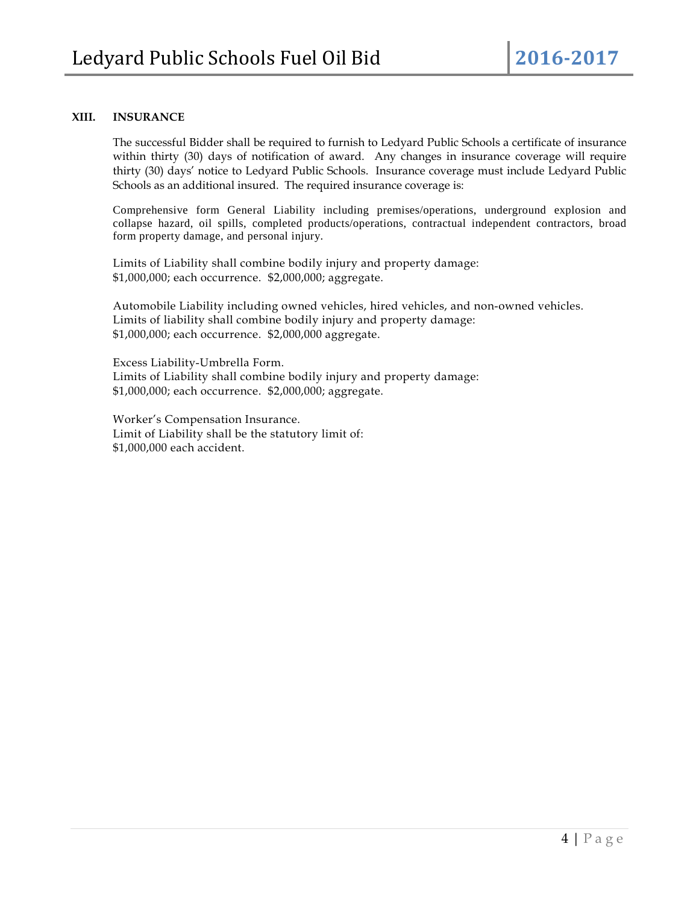## XIII. INSURANCE

The successful Bidder shall be required to furnish to Ledyard Public Schools a certificate of insurance within thirty (30) days of notification of award. Any changes in insurance coverage will require thirty (30) days' notice to Ledyard Public Schools. Insurance coverage must include Ledyard Public Schools as an additional insured. The required insurance coverage is:

Comprehensive form General Liability including premises/operations, underground explosion and collapse hazard, oil spills, completed products/operations, contractual independent contractors, broad form property damage, and personal injury.

Limits of Liability shall combine bodily injury and property damage:
$1,000,000; each occurrence. $2,000,000; aggregate.

Automobile Liability including owned vehicles, hired vehicles, and non-owned vehicles.
Limits of liability shall combine bodily injury and property damage:
$1,000,000; each occurrence. $2,000,000 aggregate.

Excess Liability-Umbrella Form.
Limits of Liability shall combine bodily injury and property damage:
$1,000,000; each occurrence. $2,000,000; aggregate.

Worker's Compensation Insurance.
Limit of Liability shall be the statutory limit of:
$1,000,000 each accident.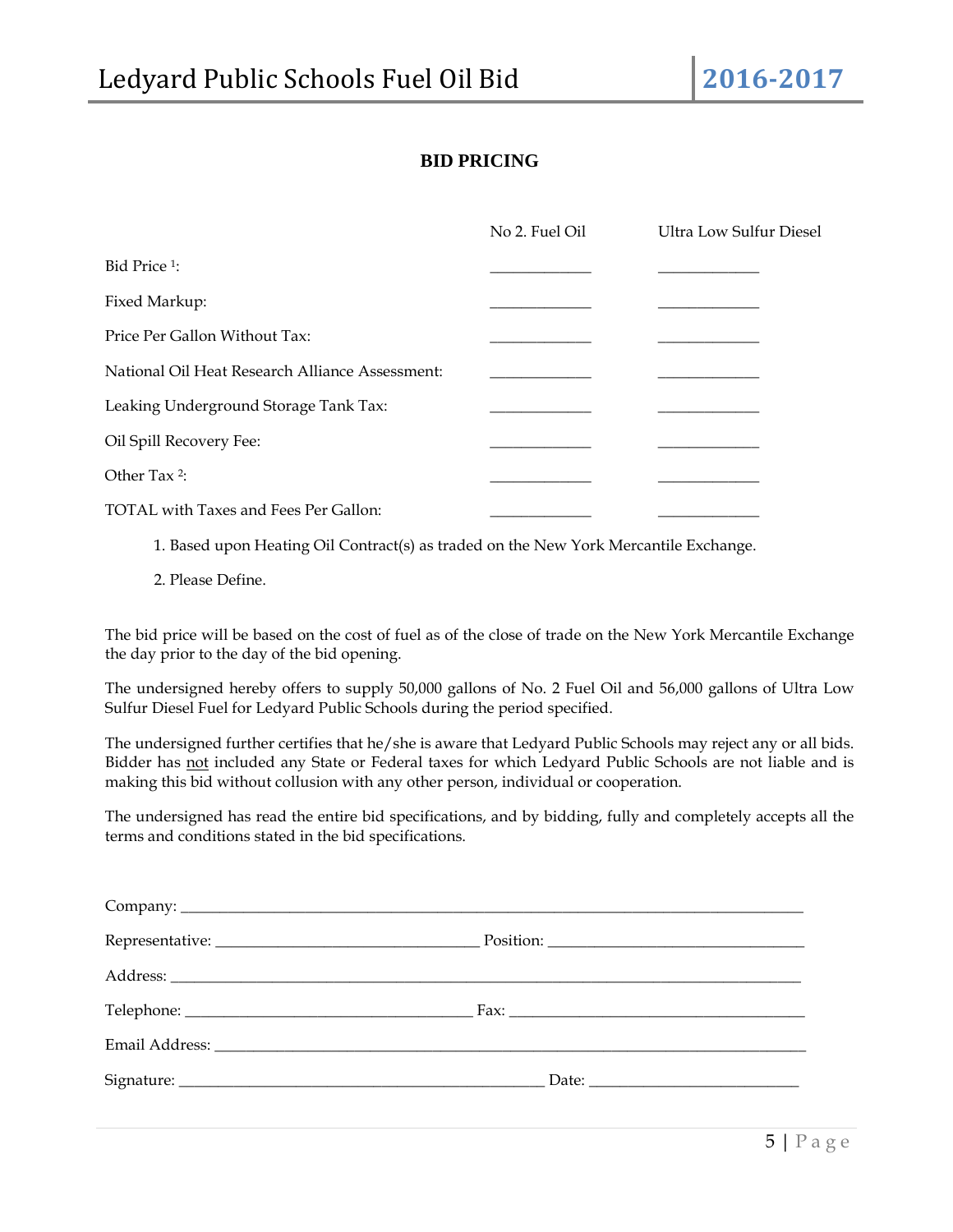## BID PRICING

| | No 2. Fuel Oil | Ultra Low Sulfur Diesel |
|---|---|---|
| Bid Price [1]: | ____________ | ____________ |
| Fixed Markup: | ____________ | ____________ |
| Price Per Gallon Without Tax: | ____________ | ____________ |
| National Oil Heat Research Alliance Assessment: | ____________ | ____________ |
| Leaking Underground Storage Tank Tax: | ____________ | ____________ |
| Oil Spill Recovery Fee: | ____________ | ____________ |
| Other Tax [2]: | ____________ | ____________ |
| TOTAL with Taxes and Fees Per Gallon: | ____________ | ____________ |

1. Based upon Heating Oil Contract(s) as traded on the New York Mercantile Exchange.
2. Please Define.

The bid price will be based on the cost of fuel as of the close of trade on the New York Mercantile Exchange the day prior to the day of the bid opening.

The undersigned hereby offers to supply 50,000 gallons of No. 2 Fuel Oil and 56,000 gallons of Ultra Low Sulfur Diesel Fuel for Ledyard Public Schools during the period specified.

The undersigned further certifies that he/she is aware that Ledyard Public Schools may reject any or all bids. Bidder has not included any State or Federal taxes for which Ledyard Public Schools are not liable and is making this bid without collusion with any other person, individual or cooperation.

The undersigned has read the entire bid specifications, and by bidding, fully and completely accepts all the terms and conditions stated in the bid specifications.

Company: ______________________________________________________________________________

Representative: ________________________________ Position: _______________________________

Address: _______________________________________________________________________________

Telephone: __________________________________ Fax: ___________________________________

Email Address: __________________________________________________________________________

Signature: ____________________________________________ Date: _________________________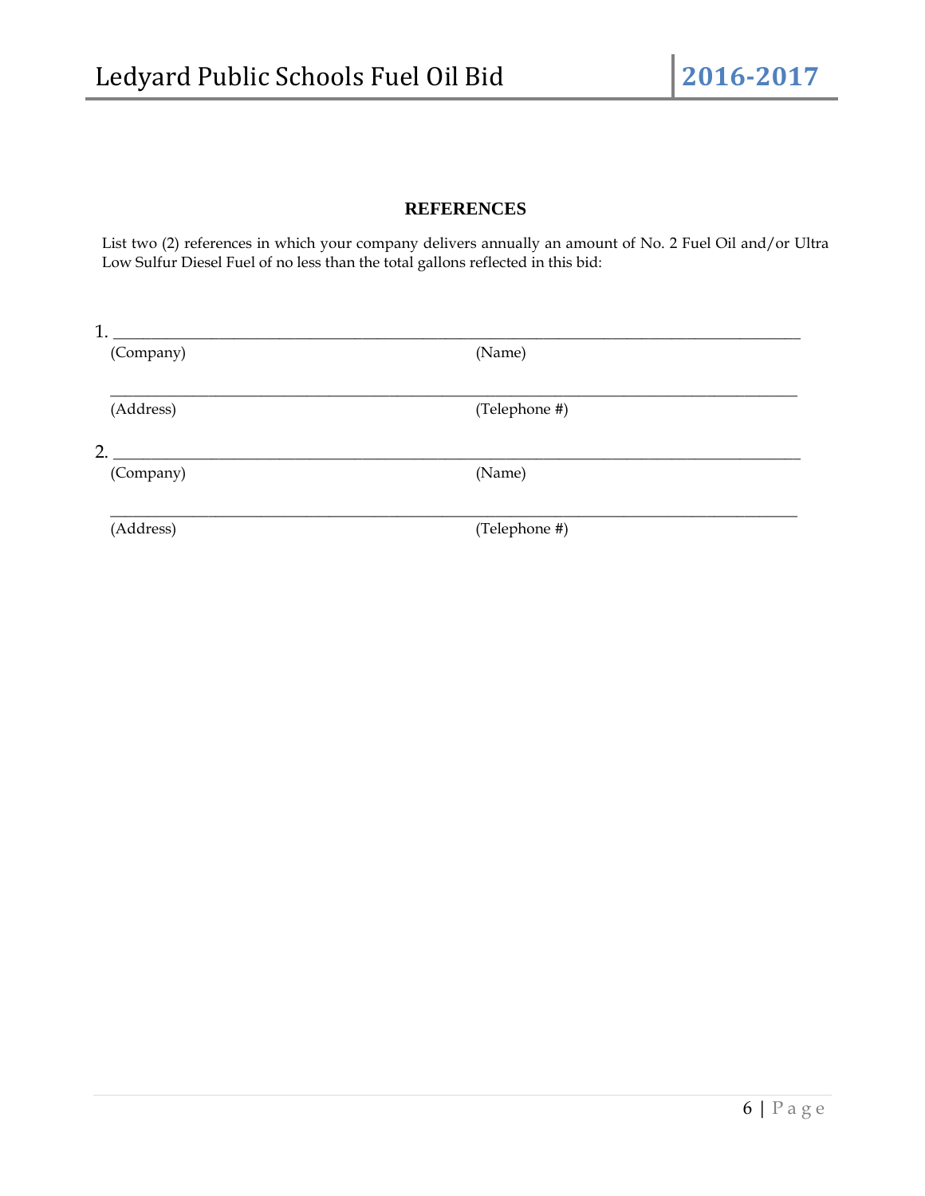## REFERENCES

List two (2) references in which your company delivers annually an amount of No. 2 Fuel Oil and/or Ultra Low Sulfur Diesel Fuel of no less than the total gallons reflected in this bid:

1. ______________________________________________________________________________

(Company) (Name)

______________________________________________________________________________

(Address) (Telephone #)

2. ______________________________________________________________________________

(Company) (Name)

______________________________________________________________________________

(Address) (Telephone #)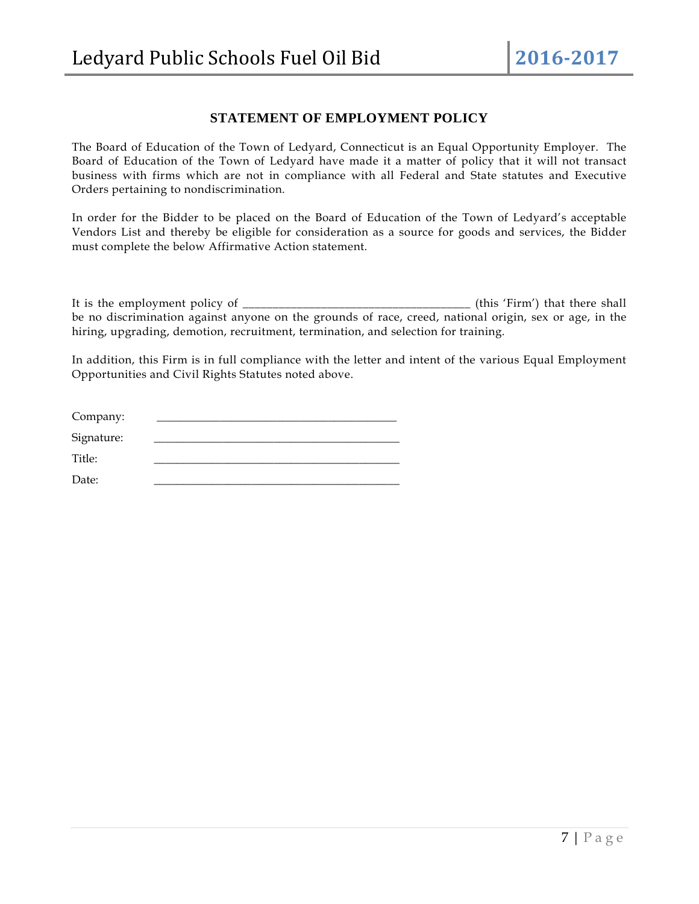## STATEMENT OF EMPLOYMENT POLICY

The Board of Education of the Town of Ledyard, Connecticut is an Equal Opportunity Employer. The Board of Education of the Town of Ledyard have made it a matter of policy that it will not transact business with firms which are not in compliance with all Federal and State statutes and Executive Orders pertaining to nondiscrimination.

In order for the Bidder to be placed on the Board of Education of the Town of Ledyard's acceptable Vendors List and thereby be eligible for consideration as a source for goods and services, the Bidder must complete the below Affirmative Action statement.

It is the employment policy of ______________________________________ (this 'Firm') that there shall be no discrimination against anyone on the grounds of race, creed, national origin, sex or age, in the hiring, upgrading, demotion, recruitment, termination, and selection for training.

In addition, this Firm is in full compliance with the letter and intent of the various Equal Employment Opportunities and Civil Rights Statutes noted above.

Company: ________________________________________

Signature: ________________________________________

Title: ________________________________________

Date: ________________________________________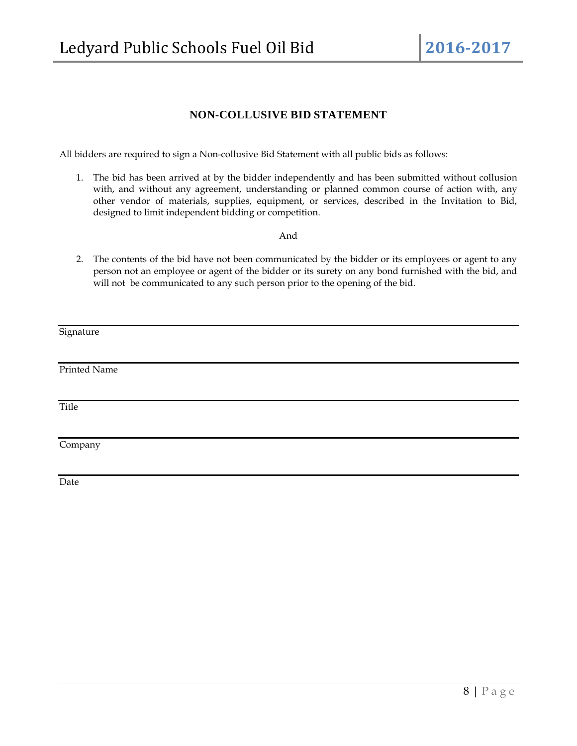## NON-COLLUSIVE BID STATEMENT

All bidders are required to sign a Non-collusive Bid Statement with all public bids as follows:

1. The bid has been arrived at by the bidder independently and has been submitted without collusion with, and without any agreement, understanding or planned common course of action with, any other vendor of materials, supplies, equipment, or services, described in the Invitation to Bid, designed to limit independent bidding or competition.

And

2. The contents of the bid have not been communicated by the bidder or its employees or agent to any person not an employee or agent of the bidder or its surety on any bond furnished with the bid, and will not be communicated to any such person prior to the opening of the bid.

___________________________________________
Signature

___________________________________________
Printed Name

___________________________________________
Title

___________________________________________
Company

___________________________________________
Date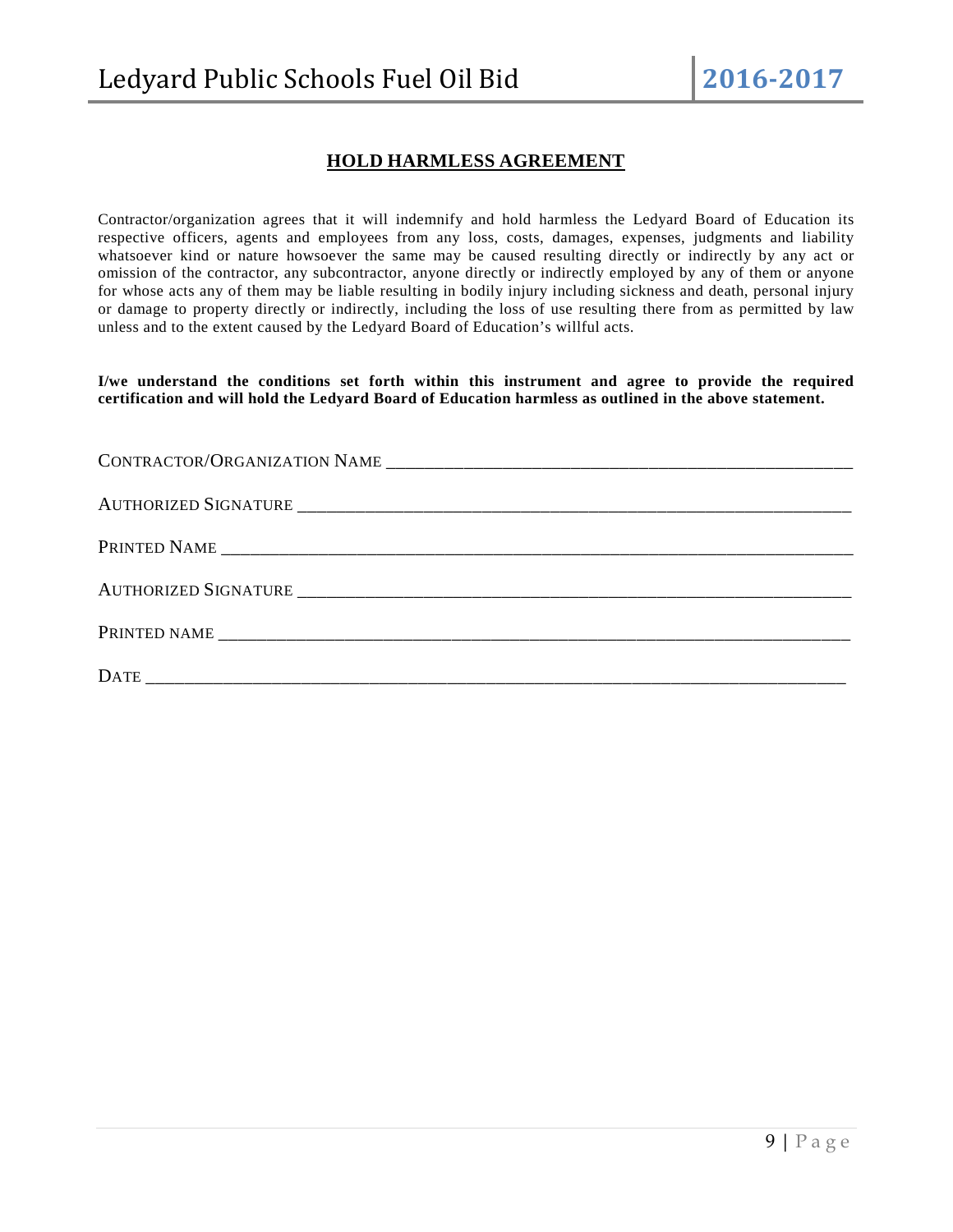## HOLD HARMLESS AGREEMENT

Contractor/organization agrees that it will indemnify and hold harmless the Ledyard Board of Education its respective officers, agents and employees from any loss, costs, damages, expenses, judgments and liability whatsoever kind or nature howsoever the same may be caused resulting directly or indirectly by any act or omission of the contractor, any subcontractor, anyone directly or indirectly employed by any of them or anyone for whose acts any of them may be liable resulting in bodily injury including sickness and death, personal injury or damage to property directly or indirectly, including the loss of use resulting there from as permitted by law unless and to the extent caused by the Ledyard Board of Education's willful acts.

**I/we understand the conditions set forth within this instrument and agree to provide the required certification and will hold the Ledyard Board of Education harmless as outlined in the above statement.**

CONTRACTOR/ORGANIZATION NAME ___________________________________________________

AUTHORIZED SIGNATURE ____________________________________________________________

PRINTED NAME ____________________________________________________________________

AUTHORIZED SIGNATURE ____________________________________________________________

PRINTED NAME ____________________________________________________________________

DATE ____________________________________________________________________________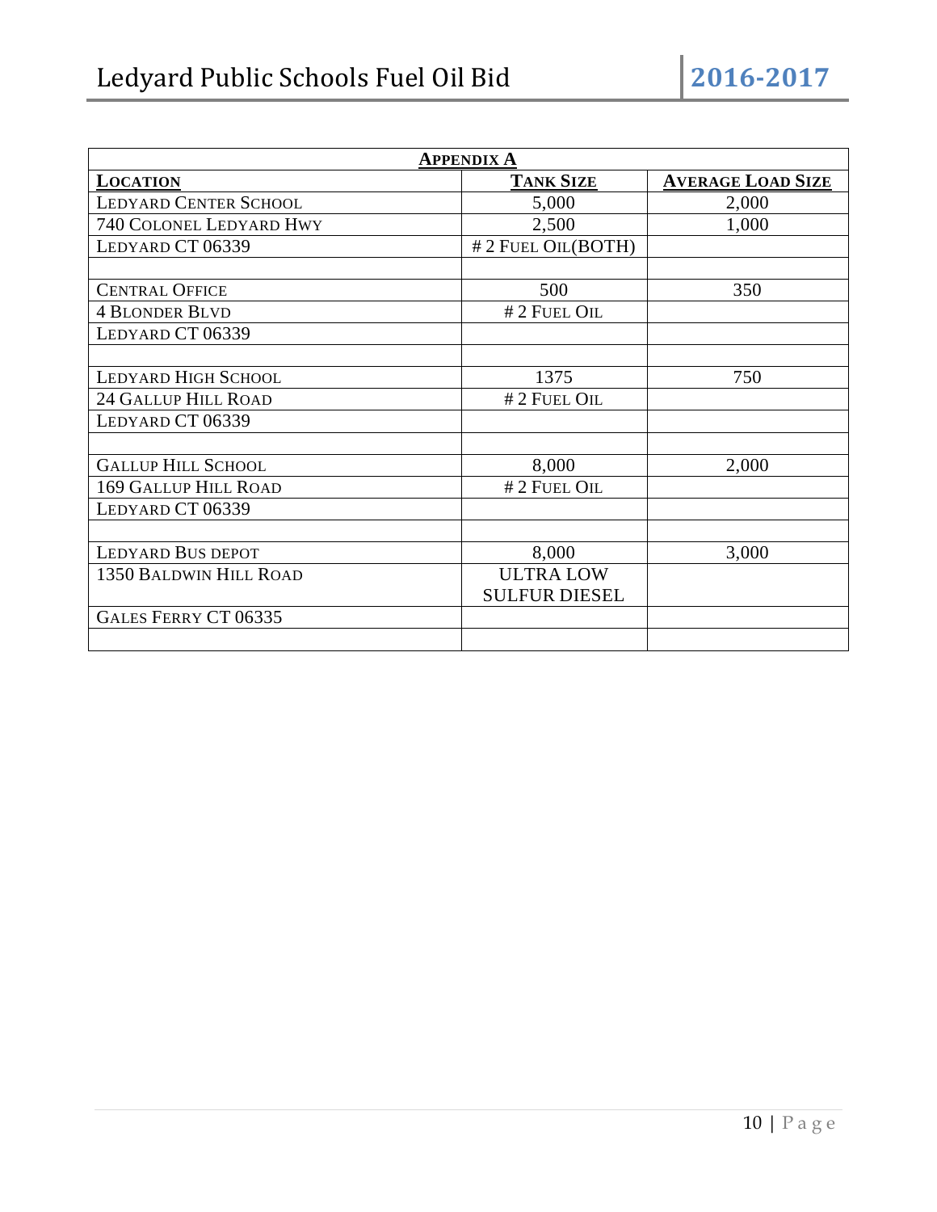| Appendix A | | |
| --- | --- | --- |
| **Location** | **Tank Size** | **Average Load Size** |
| Ledyard Center School | 5,000 | 2,000 |
| 740 Colonel Ledyard Hwy | 2,500 | 1,000 |
| Ledyard CT 06339 | # 2 Fuel Oil(BOTH) | |
| | | |
| Central Office | 500 | 350 |
| 4 Blonder Blvd | # 2 Fuel Oil | |
| Ledyard CT 06339 | | |
| | | |
| Ledyard High School | 1375 | 750 |
| 24 Gallup Hill Road | # 2 Fuel Oil | |
| Ledyard CT 06339 | | |
| | | |
| Gallup Hill School | 8,000 | 2,000 |
| 169 Gallup Hill Road | # 2 Fuel Oil | |
| Ledyard CT 06339 | | |
| | | |
| Ledyard Bus Depot | 8,000 | 3,000 |
| 1350 Baldwin Hill Road | ULTRA LOW SULFUR DIESEL | |
| Gales Ferry CT 06335 | | |
| | | |